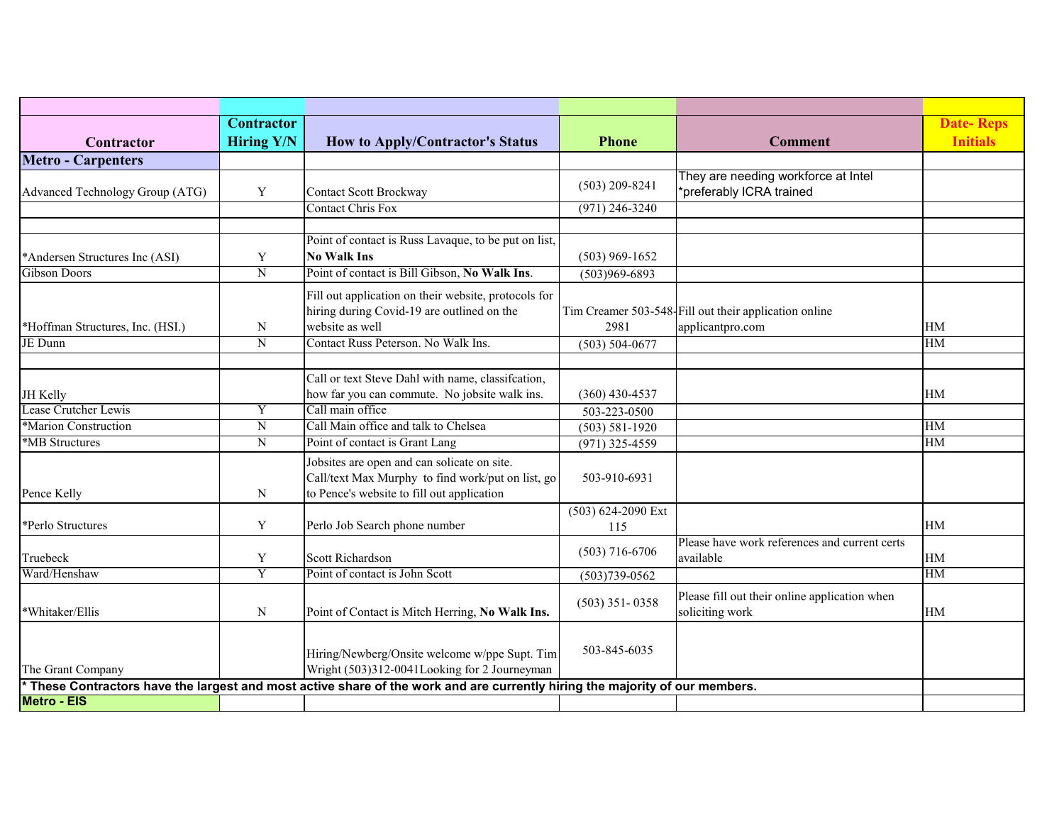| Contractor | Contractor Hiring Y/N | How to Apply/Contractor's Status | Phone | Comment | Date- Reps Initials |
|---|---|---|---|---|---|
| **Metro - Carpenters** | | | | | |
| Advanced Technology Group (ATG) | Y | Contact Scott Brockway | (503) 209-8241 | They are needing workforce at Intel *preferably ICRA trained | |
| | | Contact Chris Fox | (971) 246-3240 | | |
| | | | | | |
| *Andersen Structures Inc (ASI) | Y | Point of contact is Russ Lavaque, to be put on list, **No Walk Ins** | (503) 969-1652 | | |
| Gibson Doors | N | Point of contact is Bill Gibson, **No Walk Ins**. | (503)969-6893 | | |
| *Hoffman Structures, Inc. (HSI.) | N | Fill out application on their website, protocols for hiring during Covid-19 are outlined on the website as well | Tim Creamer 503-548-2981 | Fill out their application online applicantpro.com | HM |
| JE Dunn | N | Contact Russ Peterson. No Walk Ins. | (503) 504-0677 | | HM |
| | | | | | |
| JH Kelly | | Call or text Steve Dahl with name, classifcation, how far you can commute. No jobsite walk ins. | (360) 430-4537 | | HM |
| Lease Crutcher Lewis | Y | Call main office | 503-223-0500 | | |
| *Marion Construction | N | Call Main office and talk to Chelsea | (503) 581-1920 | | HM |
| *MB Structures | N | Point of contact is Grant Lang | (971) 325-4559 | | HM |
| Pence Kelly | N | Jobsites are open and can solicate on site. Call/text Max Murphy to find work/put on list, go to Pence's website to fill out application | 503-910-6931 | | |
| *Perlo Structures | Y | Perlo Job Search phone number | (503) 624-2090 Ext 115 | | HM |
| Truebeck | Y | Scott Richardson | (503) 716-6706 | Please have work references and current certs available | HM |
| Ward/Henshaw | Y | Point of contact is John Scott | (503)739-0562 | | HM |
| *Whitaker/Ellis | N | Point of Contact is Mitch Herring, **No Walk Ins.** | (503) 351- 0358 | Please fill out their online application when soliciting work | HM |
| The Grant Company | | Hiring/Newberg/Onsite welcome w/ppe Supt. Tim Wright (503)312-0041Looking for 2 Journeyman | 503-845-6035 | | |
| **\* These Contractors have the largest and most active share of the work and are currently hiring the majority of our members.** | | | | | |
| **Metro - EIS** | | | | | |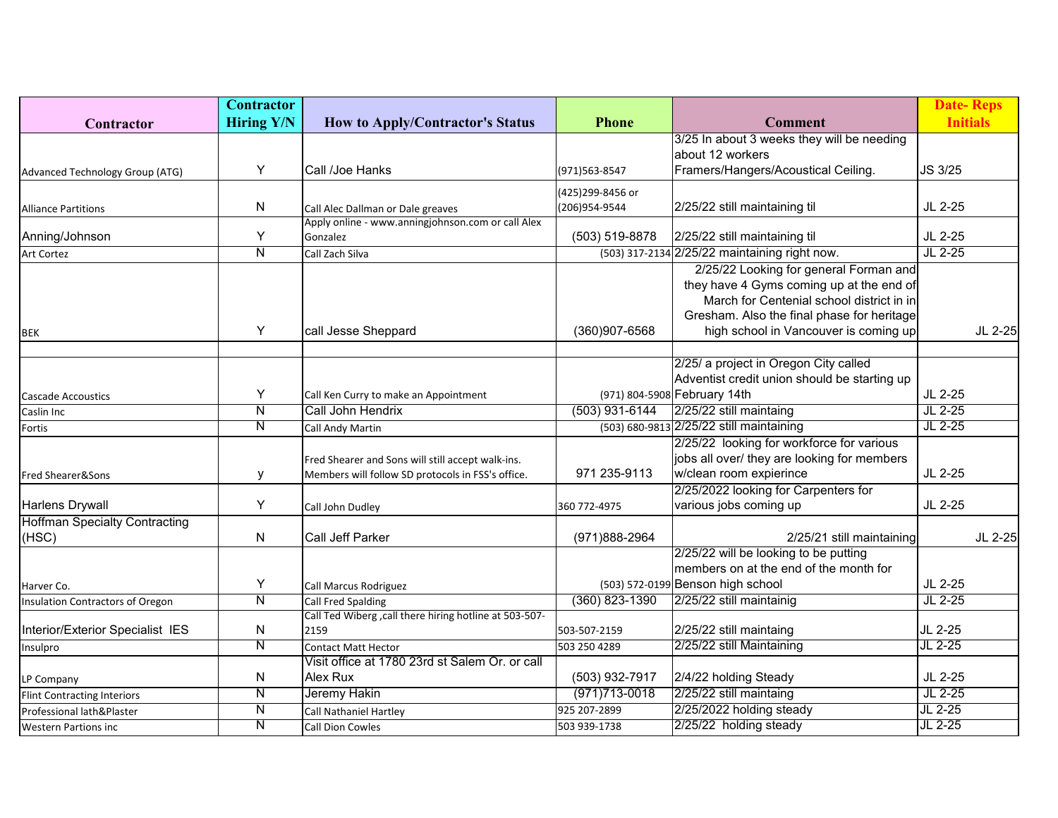| Contractor | Contractor Hiring Y/N | How to Apply/Contractor's Status | Phone | Comment | Date- Reps Initials |
|---|---|---|---|---|---|
| Advanced Technology Group (ATG) | Y | Call /Joe Hanks | (971)563-8547 | 3/25 In about 3 weeks they will be needing about 12 workers Framers/Hangers/Acoustical Ceiling. | JS 3/25 |
| Alliance Partitions | N | Call Alec Dallman or Dale greaves | (425)299-8456 or (206)954-9544 | 2/25/22 still maintaining til | JL 2-25 |
| Anning/Johnson | Y | Apply online - www.anningjohnson.com or call Alex Gonzalez | (503) 519-8878 | 2/25/22 still maintaining til | JL 2-25 |
| Art Cortez | N | Call Zach Silva | (503) 317-2134 | 2/25/22 maintaining right now. | JL 2-25 |
| BEK | Y | call Jesse Sheppard | (360)907-6568 | 2/25/22 Looking for general Forman and they have 4 Gyms coming up at the end of March for Centenial school district in in Gresham. Also the final phase for heritage high school in Vancouver is coming up | JL 2-25 |
| | | | | | |
| Cascade Accoustics | Y | Call Ken Curry to make an Appointment | (971) 804-5908 | 2/25/ a project in Oregon City called Adventist credit union should be starting up February 14th | JL 2-25 |
| Caslin Inc | N | Call John Hendrix | (503) 931-6144 | 2/25/22 still maintaing | JL 2-25 |
| Fortis | N | Call Andy Martin | (503) 680-9813 | 2/25/22 still maintaining | JL 2-25 |
| Fred Shearer&Sons | y | Fred Shearer and Sons will still accept walk-ins. Members will follow SD protocols in FSS's office. | 971 235-9113 | 2/25/22 looking for workforce for various jobs all over/ they are looking for members w/clean room expierince | JL 2-25 |
| Harlens Drywall | Y | Call John Dudley | 360 772-4975 | 2/25/2022 looking for Carpenters for various jobs coming up | JL 2-25 |
| Hoffman Specialty Contracting (HSC) | N | Call Jeff Parker | (971)888-2964 | 2/25/21 still maintaining | JL 2-25 |
| Harver Co. | Y | Call Marcus Rodriguez | (503) 572-0199 | 2/25/22 will be looking to be putting members on at the end of the month for Benson high school | JL 2-25 |
| Insulation Contractors of Oregon | N | Call Fred Spalding | (360) 823-1390 | 2/25/22 still maintainig | JL 2-25 |
| Interior/Exterior Specialist IES | N | Call Ted Wiberg ,call there hiring hotline at 503-507-2159 | 503-507-2159 | 2/25/22 still maintaing | JL 2-25 |
| Insulpro | N | Contact Matt Hector | 503 250 4289 | 2/25/22 still Maintaining | JL 2-25 |
| LP Company | N | Visit office at 1780 23rd st Salem Or. or call Alex Rux | (503) 932-7917 | 2/4/22 holding Steady | JL 2-25 |
| Flint Contracting Interiors | N | Jeremy Hakin | (971)713-0018 | 2/25/22 still maintaing | JL 2-25 |
| Professional lath&Plaster | N | Call Nathaniel Hartley | 925 207-2899 | 2/25/2022 holding steady | JL 2-25 |
| Western Partions inc | N | Call Dion Cowles | 503 939-1738 | 2/25/22 holding steady | JL 2-25 |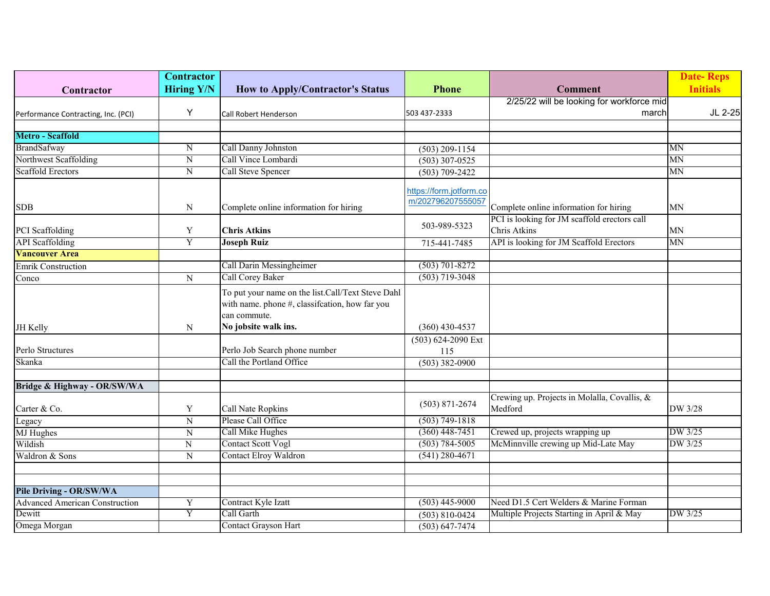| Contractor | Contractor Hiring Y/N | How to Apply/Contractor's Status | Phone | Comment | Date- Reps Initials |
|---|---|---|---|---|---|
| Performance Contracting, Inc. (PCI) | Y | Call Robert Henderson | 503 437-2333 | 2/25/22 will be looking for workforce mid march | JL 2-25 |
| | | | | | |
| **Metro - Scaffold** | | | | | |
| BrandSafway | N | Call Danny Johnston | (503) 209-1154 | | MN |
| Northwest Scaffolding | N | Call Vince Lombardi | (503) 307-0525 | | MN |
| Scaffold Erectors | N | Call Steve Spencer | (503) 709-2422 | | MN |
| SDB | N | Complete online information for hiring | https://form.jotform.com/202796207555057 | Complete online information for hiring | MN |
| PCI Scaffolding | Y | **Chris Atkins** | 503-989-5323 | PCI is looking for JM scaffold erectors call Chris Atkins | MN |
| API Scaffolding | Y | **Joseph Ruiz** | 715-441-7485 | API is looking for JM Scaffold Erectors | MN |
| **Vancouver Area** | | | | | |
| Emrik Construction | | Call Darin Messingheimer | (503) 701-8272 | | |
| Conco | N | Call Corey Baker | (503) 719-3048 | | |
| JH Kelly | N | To put your name on the list.Call/Text Steve Dahl with name. phone #, classifcation, how far you can commute. **No jobsite walk ins.** | (360) 430-4537 | | |
| Perlo Structures | | Perlo Job Search phone number | (503) 624-2090 Ext 115 | | |
| Skanka | | Call the Portland Office | (503) 382-0900 | | |
| | | | | | |
| **Bridge & Highway - OR/SW/WA** | | | | | |
| Carter & Co. | Y | Call Nate Ropkins | (503) 871-2674 | Crewing up. Projects in Molalla, Covallis, & Medford | DW 3/28 |
| Legacy | N | Please Call Office | (503) 749-1818 | | |
| MJ Hughes | N | Call Mike Hughes | (360) 448-7451 | Crewed up, projects wrapping up | DW 3/25 |
| Wildish | N | Contact Scott Vogl | (503) 784-5005 | McMinnville crewing up Mid-Late May | DW 3/25 |
| Waldron & Sons | N | Contact Elroy Waldron | (541) 280-4671 | | |
| | | | | | |
| | | | | | |
| **Pile Driving - OR/SW/WA** | | | | | |
| Advanced American Construction | Y | Contract Kyle Izatt | (503) 445-9000 | Need D1.5 Cert Welders & Marine Forman | |
| Dewitt | Y | Call Garth | (503) 810-0424 | Multiple Projects Starting in April & May | DW 3/25 |
| Omega Morgan | | Contact Grayson Hart | (503) 647-7474 | | |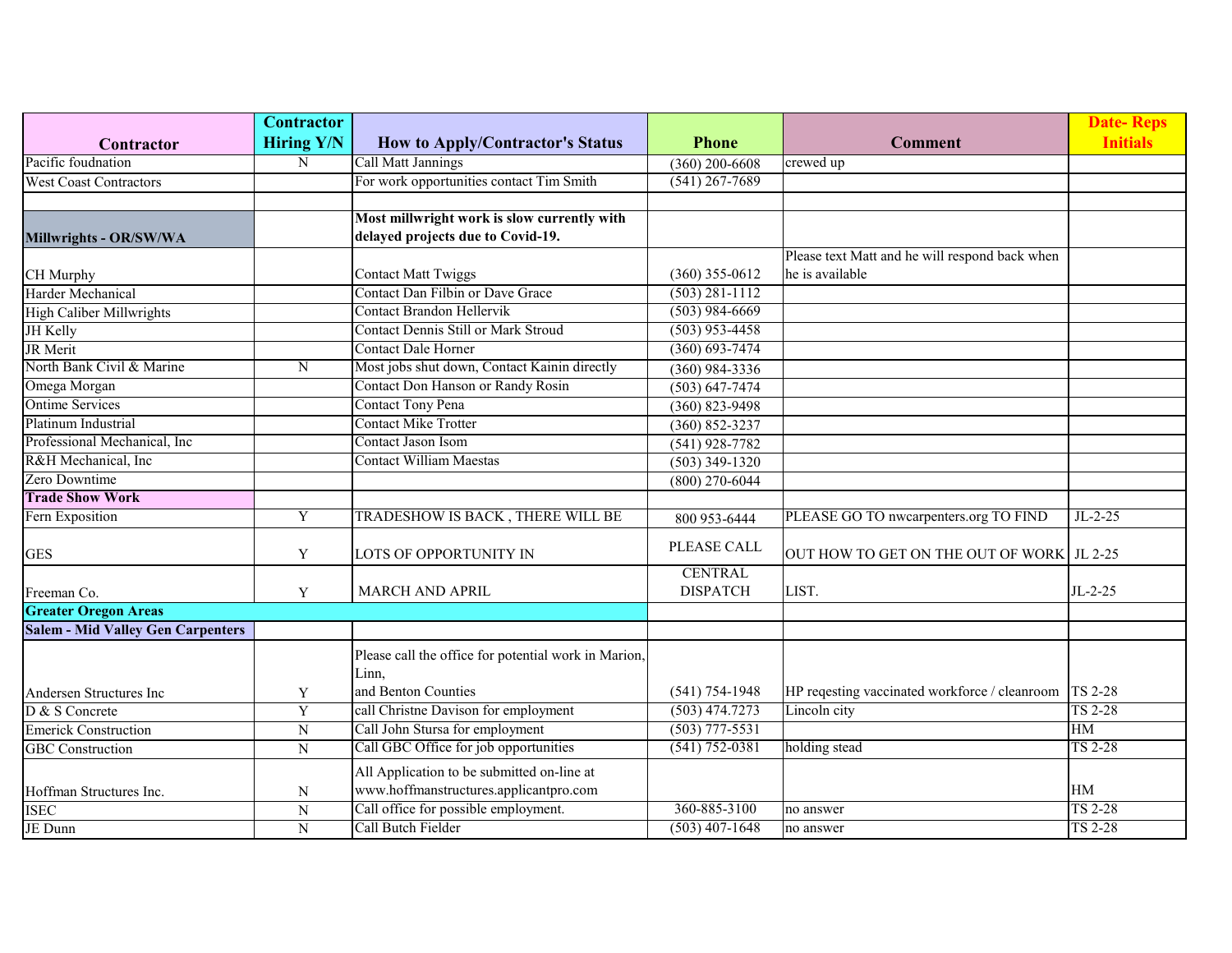| Contractor | Contractor Hiring Y/N | How to Apply/Contractor's Status | Phone | Comment | Date- Reps Initials |
|---|---|---|---|---|---|
| Pacific foudnation | N | Call Matt Jannings | (360) 200-6608 | crewed up | |
| West Coast Contractors | | For work opportunities contact Tim Smith | (541) 267-7689 | | |
| | | | | | |
| **Millwrights - OR/SW/WA** | | **Most millwright work is slow currently with delayed projects due to Covid-19.** | | | |
| CH Murphy | | Contact Matt Twiggs | (360) 355-0612 | Please text Matt and he will respond back when he is available | |
| Harder Mechanical | | Contact Dan Filbin or Dave Grace | (503) 281-1112 | | |
| High Caliber Millwrights | | Contact Brandon Hellervik | (503) 984-6669 | | |
| JH Kelly | | Contact Dennis Still or Mark Stroud | (503) 953-4458 | | |
| JR Merit | | Contact Dale Horner | (360) 693-7474 | | |
| North Bank Civil & Marine | N | Most jobs shut down, Contact Kainin directly | (360) 984-3336 | | |
| Omega Morgan | | Contact Don Hanson or Randy Rosin | (503) 647-7474 | | |
| Ontime Services | | Contact Tony Pena | (360) 823-9498 | | |
| Platinum Industrial | | Contact Mike Trotter | (360) 852-3237 | | |
| Professional Mechanical, Inc | | Contact Jason Isom | (541) 928-7782 | | |
| R&H Mechanical, Inc | | Contact William Maestas | (503) 349-1320 | | |
| Zero Downtime | | | (800) 270-6044 | | |
| **Trade Show Work** | | | | | |
| Fern Exposition | Y | TRADESHOW IS BACK , THERE WILL BE | 800 953-6444 | PLEASE GO TO nwcarpenters.org TO FIND | JL-2-25 |
| GES | Y | LOTS OF OPPORTUNITY IN | PLEASE CALL | OUT HOW TO GET ON THE OUT OF WORK | JL 2-25 |
| Freeman Co. | Y | MARCH AND APRIL | CENTRAL DISPATCH | LIST. | JL-2-25 |
| **Greater Oregon Areas** | | | | | |
| **Salem - Mid Valley Gen Carpenters** | | | | | |
| Andersen Structures Inc | Y | Please call the office for potential work in Marion, Linn, and Benton Counties | (541) 754-1948 | HP reqesting vaccinated workforce / cleanroom | TS 2-28 |
| D & S Concrete | Y | call Christne Davison for employment | (503) 474.7273 | Lincoln city | TS 2-28 |
| Emerick Construction | N | Call John Stursa for employment | (503) 777-5531 | | HM |
| GBC Construction | N | Call GBC Office for job opportunities | (541) 752-0381 | holding stead | TS 2-28 |
| Hoffman Structures Inc. | N | All Application to be submitted on-line at www.hoffmanstructures.applicantpro.com | | | HM |
| ISEC | N | Call office for possible employment. | 360-885-3100 | no answer | TS 2-28 |
| JE Dunn | N | Call Butch Fielder | (503) 407-1648 | no answer | TS 2-28 |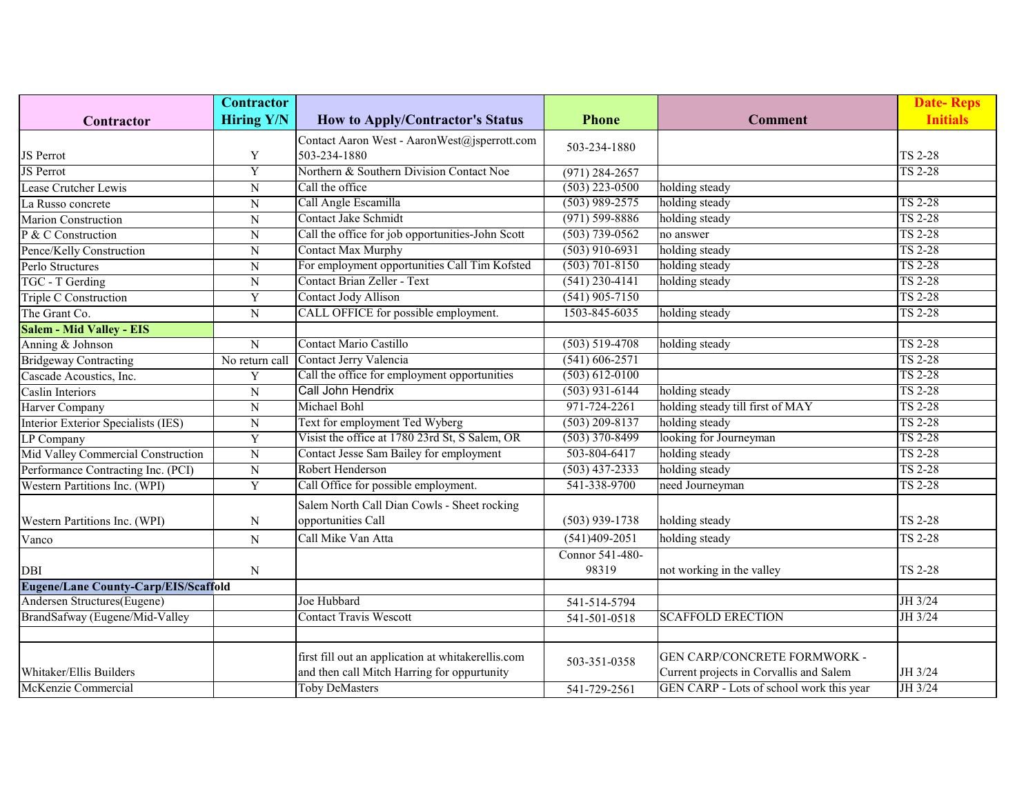| Contractor | Contractor Hiring Y/N | How to Apply/Contractor's Status | Phone | Comment | Date- Reps Initials |
|---|---|---|---|---|---|
| JS Perrot | Y | Contact Aaron West - AaronWest@jsperrott.com 503-234-1880 | 503-234-1880 | | TS 2-28 |
| JS Perrot | Y | Northern & Southern Division Contact Noe | (971) 284-2657 | | TS 2-28 |
| Lease Crutcher Lewis | N | Call the office | (503) 223-0500 | holding steady | |
| La Russo concrete | N | Call Angle Escamilla | (503) 989-2575 | holding steady | TS 2-28 |
| Marion Construction | N | Contact Jake Schmidt | (971) 599-8886 | holding steady | TS 2-28 |
| P & C Construction | N | Call the office for job opportunities-John Scott | (503) 739-0562 | no answer | TS 2-28 |
| Pence/Kelly Construction | N | Contact Max Murphy | (503) 910-6931 | holding steady | TS 2-28 |
| Perlo Structures | N | For employment opportunities Call Tim Kofsted | (503) 701-8150 | holding steady | TS 2-28 |
| TGC - T Gerding | N | Contact Brian Zeller - Text | (541) 230-4141 | holding steady | TS 2-28 |
| Triple C Construction | Y | Contact Jody Allison | (541) 905-7150 | | TS 2-28 |
| The Grant Co. | N | CALL OFFICE for possible employment. | 1503-845-6035 | holding steady | TS 2-28 |
| **Salem - Mid Valley - EIS** | | | | | |
| Anning & Johnson | N | Contact Mario Castillo | (503) 519-4708 | holding steady | TS 2-28 |
| Bridgeway Contracting | No return call | Contact Jerry Valencia | (541) 606-2571 | | TS 2-28 |
| Cascade Acoustics, Inc. | Y | Call the office for employment opportunities | (503) 612-0100 | | TS 2-28 |
| Caslin Interiors | N | Call John Hendrix | (503) 931-6144 | holding steady | TS 2-28 |
| Harver Company | N | Michael Bohl | 971-724-2261 | holding steady till first of MAY | TS 2-28 |
| Interior Exterior Specialists (IES) | N | Text for employment Ted Wyberg | (503) 209-8137 | holding steady | TS 2-28 |
| LP Company | Y | Visist the office at 1780 23rd St, S Salem, OR | (503) 370-8499 | looking for Journeyman | TS 2-28 |
| Mid Valley Commercial Construction | N | Contact Jesse Sam Bailey for employment | 503-804-6417 | holding steady | TS 2-28 |
| Performance Contracting Inc. (PCI) | N | Robert Henderson | (503) 437-2333 | holding steady | TS 2-28 |
| Western Partitions Inc. (WPI) | Y | Call Office for possible employment. | 541-338-9700 | need Journeyman | TS 2-28 |
| Western Partitions Inc. (WPI) | N | Salem North Call Dian Cowls - Sheet rocking opportunities Call | (503) 939-1738 | holding steady | TS 2-28 |
| Vanco | N | Call Mike Van Atta | (541)409-2051 | holding steady | TS 2-28 |
| DBI | N | | Connor 541-480-98319 | not working in the valley | TS 2-28 |
| **Eugene/Lane County-Carp/EIS/Scaffold** | | | | | |
| Andersen Structures(Eugene) | | Joe Hubbard | 541-514-5794 | | JH 3/24 |
| BrandSafway (Eugene/Mid-Valley | | Contact Travis Wescott | 541-501-0518 | SCAFFOLD ERECTION | JH 3/24 |
| | | | | | |
| Whitaker/Ellis Builders | | first fill out an application at whitakerellis.com and then call Mitch Harring for oppurtunity | 503-351-0358 | GEN CARP/CONCRETE FORMWORK - Current projects in Corvallis and Salem | JH 3/24 |
| McKenzie Commercial | | Toby DeMasters | 541-729-2561 | GEN CARP - Lots of school work this year | JH 3/24 |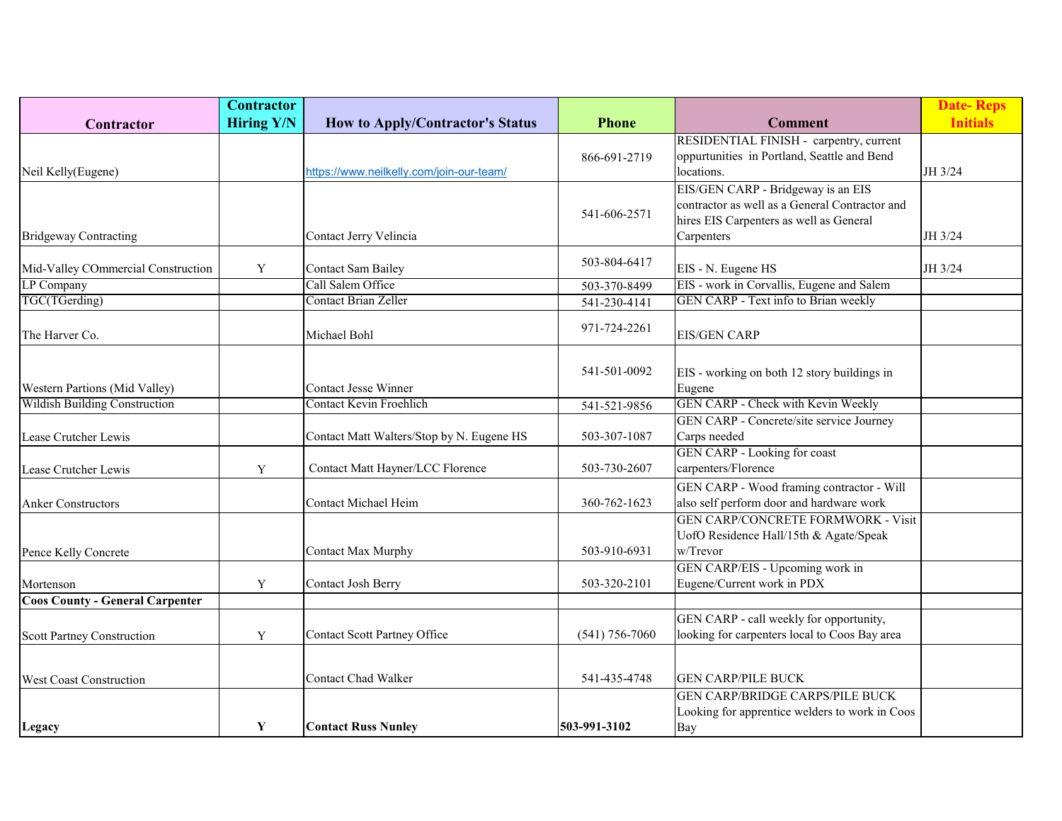| Contractor | Contractor Hiring Y/N | How to Apply/Contractor's Status | Phone | Comment | Date- Reps Initials |
|---|---|---|---|---|---|
| Neil Kelly(Eugene) | | https://www.neilkelly.com/join-our-team/ | 866-691-2719 | RESIDENTIAL FINISH - carpentry, current oppurtunities in Portland, Seattle and Bend locations. | JH 3/24 |
| Bridgeway Contracting | | Contact Jerry Velincia | 541-606-2571 | EIS/GEN CARP - Bridgeway is an EIS contractor as well as a General Contractor and hires EIS Carpenters as well as General Carpenters | JH 3/24 |
| Mid-Valley COmmercial Construction | Y | Contact Sam Bailey | 503-804-6417 | EIS - N. Eugene HS | JH 3/24 |
| LP Company | | Call Salem Office | 503-370-8499 | EIS - work in Corvallis, Eugene and Salem | |
| TGC(TGerding) | | Contact Brian Zeller | 541-230-4141 | GEN CARP - Text info to Brian weekly | |
| The Harver Co. | | Michael Bohl | 971-724-2261 | EIS/GEN CARP | |
| Western Partions (Mid Valley) | | Contact Jesse Winner | 541-501-0092 | EIS - working on both 12 story buildings in Eugene | |
| Wildish Building Construction | | Contact Kevin Froehlich | 541-521-9856 | GEN CARP - Check with Kevin Weekly | |
| Lease Crutcher Lewis | | Contact Matt Walters/Stop by N. Eugene HS | 503-307-1087 | GEN CARP - Concrete/site service Journey Carps needed | |
| Lease Crutcher Lewis | Y | Contact Matt Hayner/LCC Florence | 503-730-2607 | GEN CARP - Looking for coast carpenters/Florence | |
| Anker Constructors | | Contact Michael Heim | 360-762-1623 | GEN CARP - Wood framing contractor - Will also self perform door and hardware work | |
| Pence Kelly Concrete | | Contact Max Murphy | 503-910-6931 | GEN CARP/CONCRETE FORMWORK - Visit UofO Residence Hall/15th & Agate/Speak w/Trevor | |
| Mortenson | Y | Contact Josh Berry | 503-320-2101 | GEN CARP/EIS - Upcoming work in Eugene/Current work in PDX | |
| **Coos County - General Carpenter** | | | | | |
| Scott Partney Construction | Y | Contact Scott Partney Office | (541) 756-7060 | GEN CARP - call weekly for opportunity, looking for carpenters local to Coos Bay area | |
| West Coast Construction | | Contact Chad Walker | 541-435-4748 | GEN CARP/PILE BUCK | |
| **Legacy** | **Y** | **Contact Russ Nunley** | **503-991-3102** | GEN CARP/BRIDGE CARPS/PILE BUCK Looking for apprentice welders to work in Coos Bay | |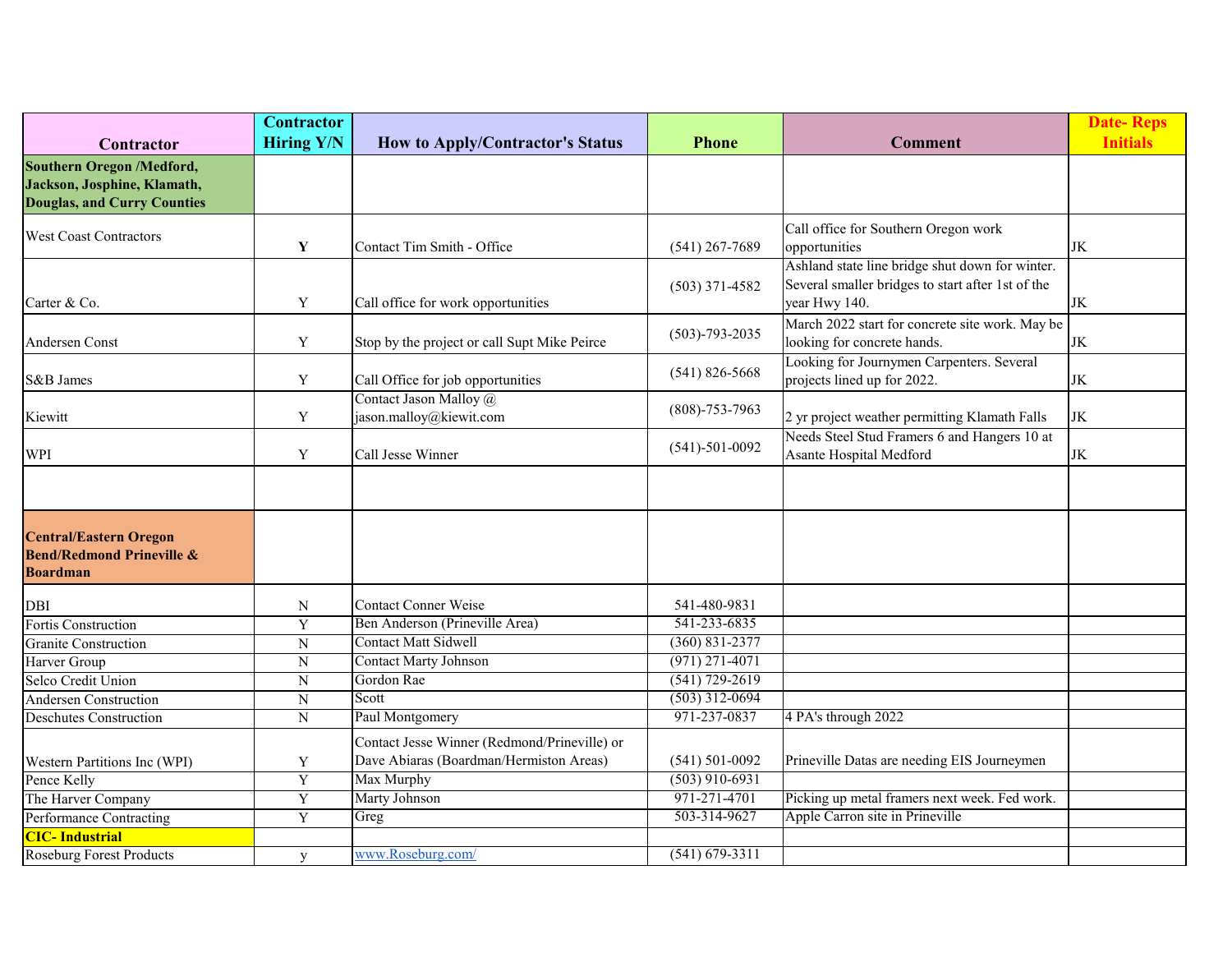| Contractor | Contractor Hiring Y/N | How to Apply/Contractor's Status | Phone | Comment | Date- Reps Initials |
|---|---|---|---|---|---|
| **Southern Oregon /Medford, Jackson, Josphine, Klamath, Douglas, and Curry Counties** | | | | | |
| West Coast Contractors | **Y** | Contact Tim Smith - Office | (541) 267-7689 | Call office for Southern Oregon work opportunities | JK |
| Carter & Co. | Y | Call office for work opportunities | (503) 371-4582 | Ashland state line bridge shut down for winter. Several smaller bridges to start after 1st of the year Hwy 140. | JK |
| Andersen Const | Y | Stop by the project or call Supt Mike Peirce | (503)-793-2035 | March 2022 start for concrete site work. May be looking for concrete hands. | JK |
| S&B James | Y | Call Office for job opportunities | (541) 826-5668 | Looking for Journymen Carpenters. Several projects lined up for 2022. | JK |
| Kiewitt | Y | Contact Jason Malloy @ jason.malloy@kiewit.com | (808)-753-7963 | 2 yr project weather permitting Klamath Falls | JK |
| WPI | Y | Call Jesse Winner | (541)-501-0092 | Needs Steel Stud Framers 6 and Hangers 10 at Asante Hospital Medford | JK |
| | | | | | |
| **Central/Eastern Oregon Bend/Redmond Prineville & Boardman** | | | | | |
| DBI | N | Contact Conner Weise | 541-480-9831 | | |
| Fortis Construction | Y | Ben Anderson (Prineville Area) | 541-233-6835 | | |
| Granite Construction | N | Contact Matt Sidwell | (360) 831-2377 | | |
| Harver Group | N | Contact Marty Johnson | (971) 271-4071 | | |
| Selco Credit Union | N | Gordon Rae | (541) 729-2619 | | |
| Andersen Construction | N | Scott | (503) 312-0694 | | |
| Deschutes Construction | N | Paul Montgomery | 971-237-0837 | 4 PA's through 2022 | |
| Western Partitions Inc (WPI) | Y | Contact Jesse Winner (Redmond/Prineville) or Dave Abiaras (Boardman/Hermiston Areas) | (541) 501-0092 | Prineville Datas are needing EIS Journeymen | |
| Pence Kelly | Y | Max Murphy | (503) 910-6931 | | |
| The Harver Company | Y | Marty Johnson | 971-271-4701 | Picking up metal framers next week. Fed work. | |
| Performance Contracting | Y | Greg | 503-314-9627 | Apple Carron site in Prineville | |
| **CIC- Industrial** | | | | | |
| Roseburg Forest Products | y | www.Roseburg.com/ | (541) 679-3311 | | |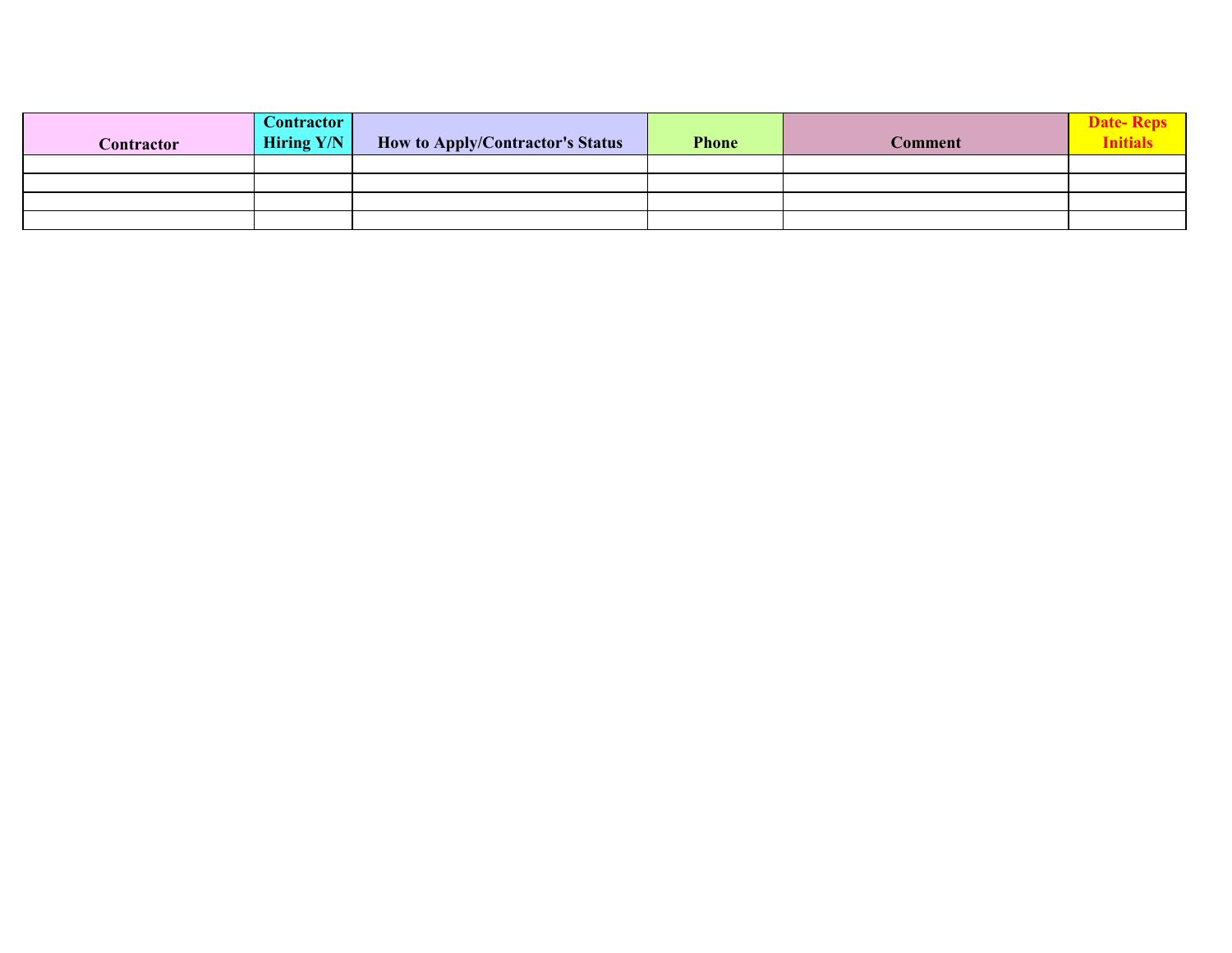| Contractor | Contractor Hiring Y/N | How to Apply/Contractor's Status | Phone | Comment | Date- Reps Initials |
|---|---|---|---|---|---|
| | | | | | |
| | | | | | |
| | | | | | |
| | | | | | |